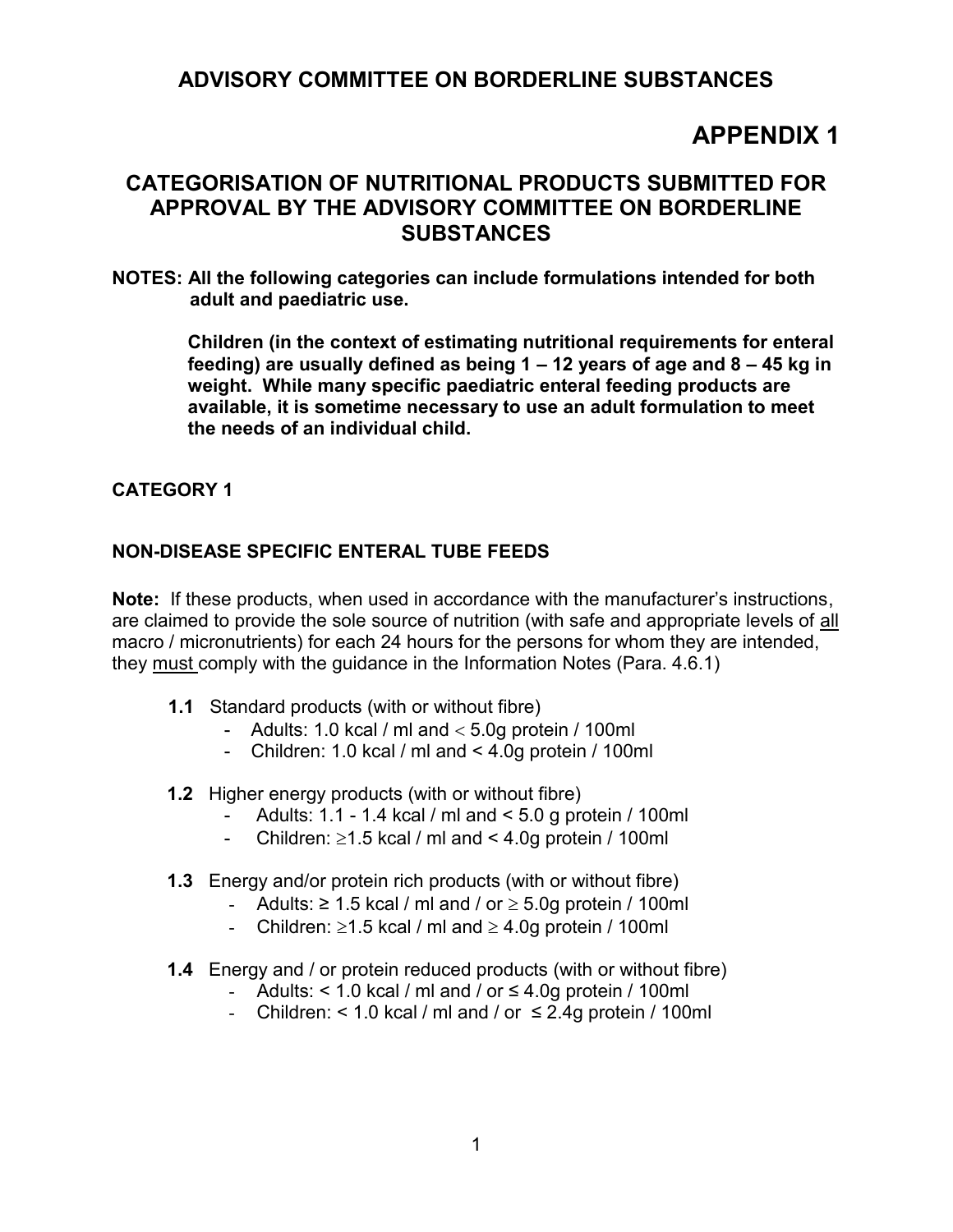# ADVISORY COMMITTEE ON BORDERLINE SUBSTANCES

# APPENDIX 1

## CATEGORISATION OF NUTRITIONAL PRODUCTS SUBMITTED FOR APPROVAL BY THE ADVISORY COMMITTEE ON BORDERLINE SUBSTANCES

**NOTES: All the following categories can include formulations intended for both adult and paediatric use.**

**Children (in the context of estimating nutritional requirements for enteral feeding) are usually defined as being 1 – 12 years of age and 8 – 45 kg in weight. While many specific paediatric enteral feeding products are available, it is sometime necessary to use an adult formulation to meet the needs of an individual child.**

### CATEGORY 1

### NON-DISEASE SPECIFIC ENTERAL TUBE FEEDS

**Note:** If these products, when used in accordance with the manufacturer's instructions, are claimed to provide the sole source of nutrition (with safe and appropriate levels of <u>all</u> macro / micronutrients) for each 24 hours for the persons for whom they are intended, they <u>must</u> comply with the guidance in the Information Notes (Para. 4.6.1)

**1.1** Standard products (with or without fibre)
- Adults: 1.0 kcal / ml and < 5.0g protein / 100ml
- Children: 1.0 kcal / ml and < 4.0g protein / 100ml

**1.2** Higher energy products (with or without fibre)
- Adults: 1.1 - 1.4 kcal / ml and < 5.0 g protein / 100ml
- Children: ≥1.5 kcal / ml and < 4.0g protein / 100ml

**1.3** Energy and/or protein rich products (with or without fibre)
- Adults: ≥ 1.5 kcal / ml and / or ≥ 5.0g protein / 100ml
- Children: ≥1.5 kcal / ml and ≥ 4.0g protein / 100ml

**1.4** Energy and / or protein reduced products (with or without fibre)
- Adults: < 1.0 kcal / ml and / or ≤ 4.0g protein / 100ml
- Children: < 1.0 kcal / ml and / or ≤ 2.4g protein / 100ml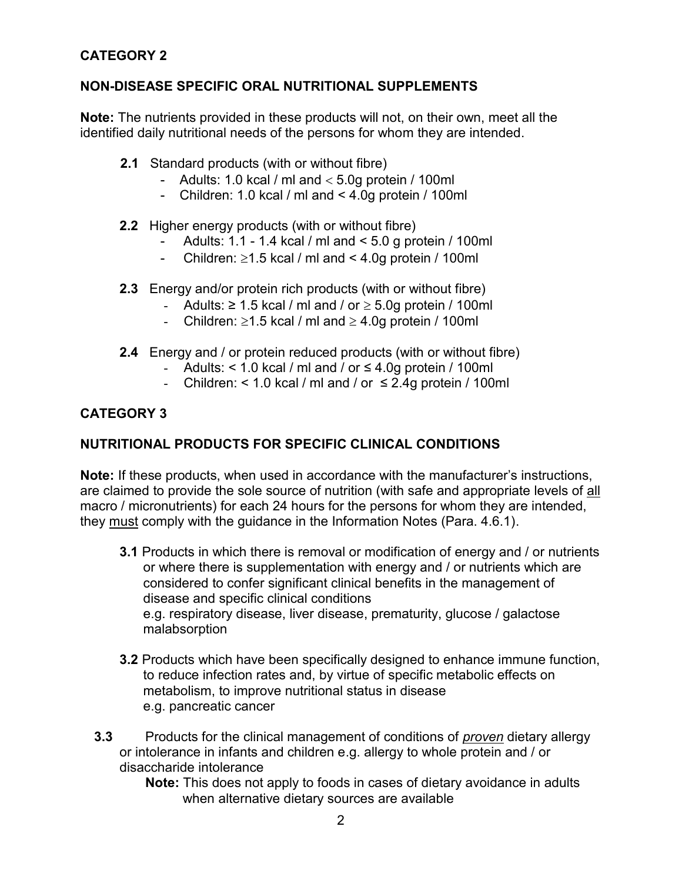## CATEGORY 2

### NON-DISEASE SPECIFIC ORAL NUTRITIONAL SUPPLEMENTS

**Note:** The nutrients provided in these products will not, on their own, meet all the identified daily nutritional needs of the persons for whom they are intended.

**2.1** Standard products (with or without fibre)
- Adults: 1.0 kcal / ml and < 5.0g protein / 100ml
- Children: 1.0 kcal / ml and < 4.0g protein / 100ml

**2.2** Higher energy products (with or without fibre)
- Adults: 1.1 - 1.4 kcal / ml and < 5.0 g protein / 100ml
- Children: ≥1.5 kcal / ml and < 4.0g protein / 100ml

**2.3** Energy and/or protein rich products (with or without fibre)
- Adults: ≥ 1.5 kcal / ml and / or ≥ 5.0g protein / 100ml
- Children: ≥1.5 kcal / ml and ≥ 4.0g protein / 100ml

**2.4** Energy and / or protein reduced products (with or without fibre)
- Adults: < 1.0 kcal / ml and / or ≤ 4.0g protein / 100ml
- Children: < 1.0 kcal / ml and / or ≤ 2.4g protein / 100ml

## CATEGORY 3

### NUTRITIONAL PRODUCTS FOR SPECIFIC CLINICAL CONDITIONS

**Note:** If these products, when used in accordance with the manufacturer's instructions, are claimed to provide the sole source of nutrition (with safe and appropriate levels of <u>all</u> macro / micronutrients) for each 24 hours for the persons for whom they are intended, they <u>must</u> comply with the guidance in the Information Notes (Para. 4.6.1).

**3.1** Products in which there is removal or modification of energy and / or nutrients or where there is supplementation with energy and / or nutrients which are considered to confer significant clinical benefits in the management of disease and specific clinical conditions
e.g. respiratory disease, liver disease, prematurity, glucose / galactose malabsorption

**3.2** Products which have been specifically designed to enhance immune function, to reduce infection rates and, by virtue of specific metabolic effects on metabolism, to improve nutritional status in disease
e.g. pancreatic cancer

**3.3** Products for the clinical management of conditions of <u>*proven*</u> dietary allergy or intolerance in infants and children e.g. allergy to whole protein and / or disaccharide intolerance

**Note:** This does not apply to foods in cases of dietary avoidance in adults when alternative dietary sources are available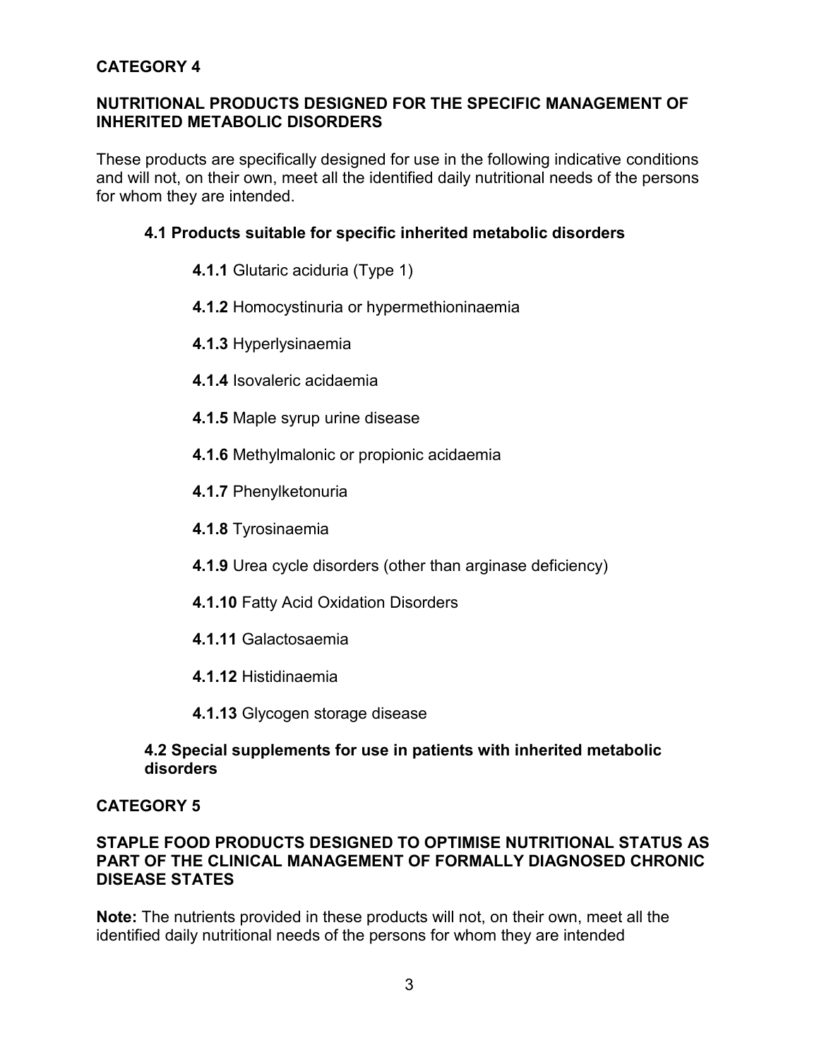## CATEGORY 4

### NUTRITIONAL PRODUCTS DESIGNED FOR THE SPECIFIC MANAGEMENT OF INHERITED METABOLIC DISORDERS

These products are specifically designed for use in the following indicative conditions and will not, on their own, meet all the identified daily nutritional needs of the persons for whom they are intended.

#### 4.1 Products suitable for specific inherited metabolic disorders

**4.1.1** Glutaric aciduria (Type 1)

**4.1.2** Homocystinuria or hypermethioninaemia

**4.1.3** Hyperlysinaemia

**4.1.4** Isovaleric acidaemia

**4.1.5** Maple syrup urine disease

**4.1.6** Methylmalonic or propionic acidaemia

**4.1.7** Phenylketonuria

**4.1.8** Tyrosinaemia

**4.1.9** Urea cycle disorders (other than arginase deficiency)

**4.1.10** Fatty Acid Oxidation Disorders

**4.1.11** Galactosaemia

**4.1.12** Histidinaemia

**4.1.13** Glycogen storage disease

#### 4.2 Special supplements for use in patients with inherited metabolic disorders

## CATEGORY 5

### STAPLE FOOD PRODUCTS DESIGNED TO OPTIMISE NUTRITIONAL STATUS AS PART OF THE CLINICAL MANAGEMENT OF FORMALLY DIAGNOSED CHRONIC DISEASE STATES

**Note:** The nutrients provided in these products will not, on their own, meet all the identified daily nutritional needs of the persons for whom they are intended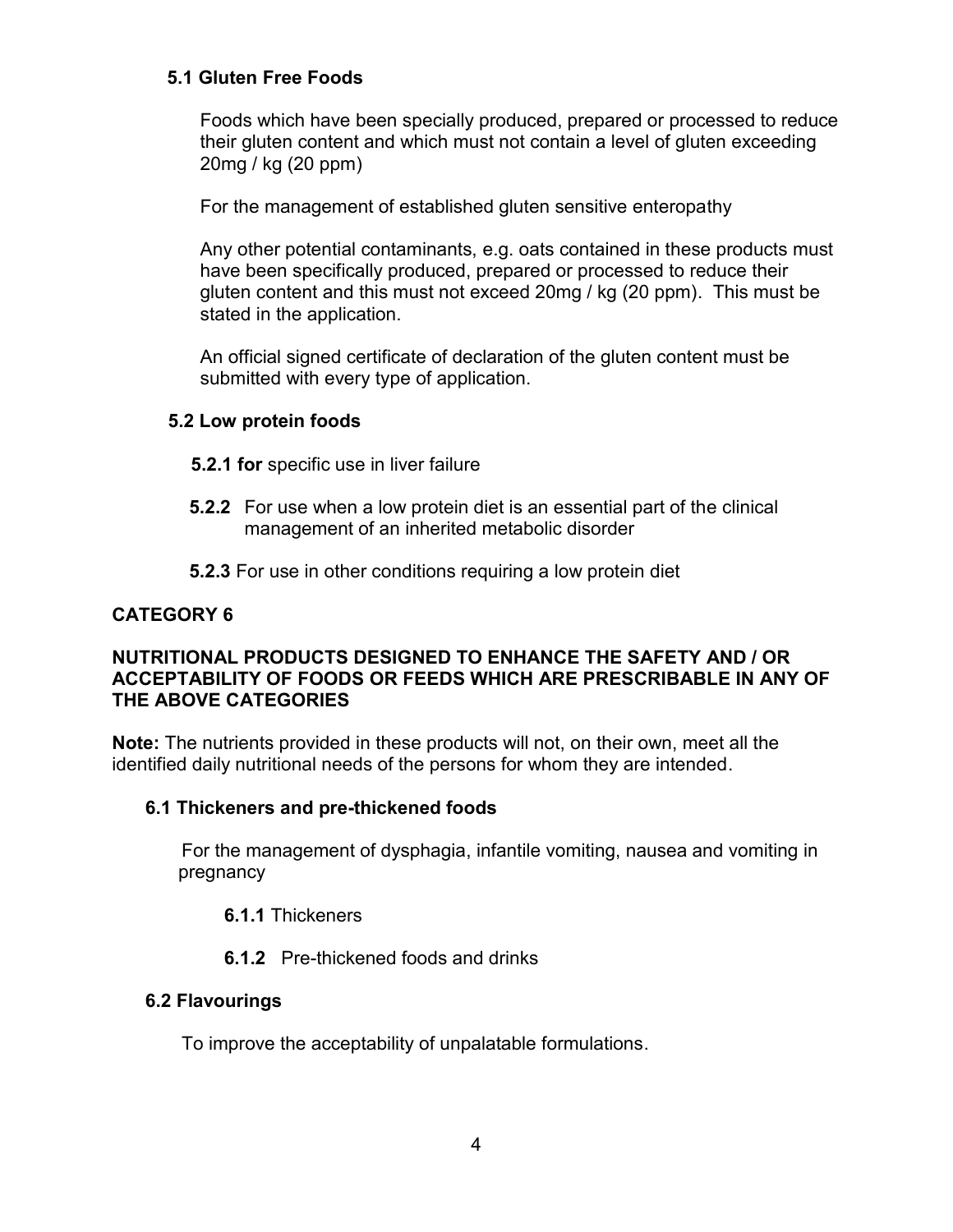### 5.1 Gluten Free Foods

Foods which have been specially produced, prepared or processed to reduce their gluten content and which must not contain a level of gluten exceeding 20mg / kg (20 ppm)

For the management of established gluten sensitive enteropathy

Any other potential contaminants, e.g. oats contained in these products must have been specifically produced, prepared or processed to reduce their gluten content and this must not exceed 20mg / kg (20 ppm). This must be stated in the application.

An official signed certificate of declaration of the gluten content must be submitted with every type of application.

### 5.2 Low protein foods

**5.2.1 for** specific use in liver failure

**5.2.2** For use when a low protein diet is an essential part of the clinical management of an inherited metabolic disorder

**5.2.3** For use in other conditions requiring a low protein diet

## CATEGORY 6

## NUTRITIONAL PRODUCTS DESIGNED TO ENHANCE THE SAFETY AND / OR ACCEPTABILITY OF FOODS OR FEEDS WHICH ARE PRESCRIBABLE IN ANY OF THE ABOVE CATEGORIES

**Note:** The nutrients provided in these products will not, on their own, meet all the identified daily nutritional needs of the persons for whom they are intended.

### 6.1 Thickeners and pre-thickened foods

For the management of dysphagia, infantile vomiting, nausea and vomiting in pregnancy

**6.1.1** Thickeners

**6.1.2** Pre-thickened foods and drinks

### 6.2 Flavourings

To improve the acceptability of unpalatable formulations.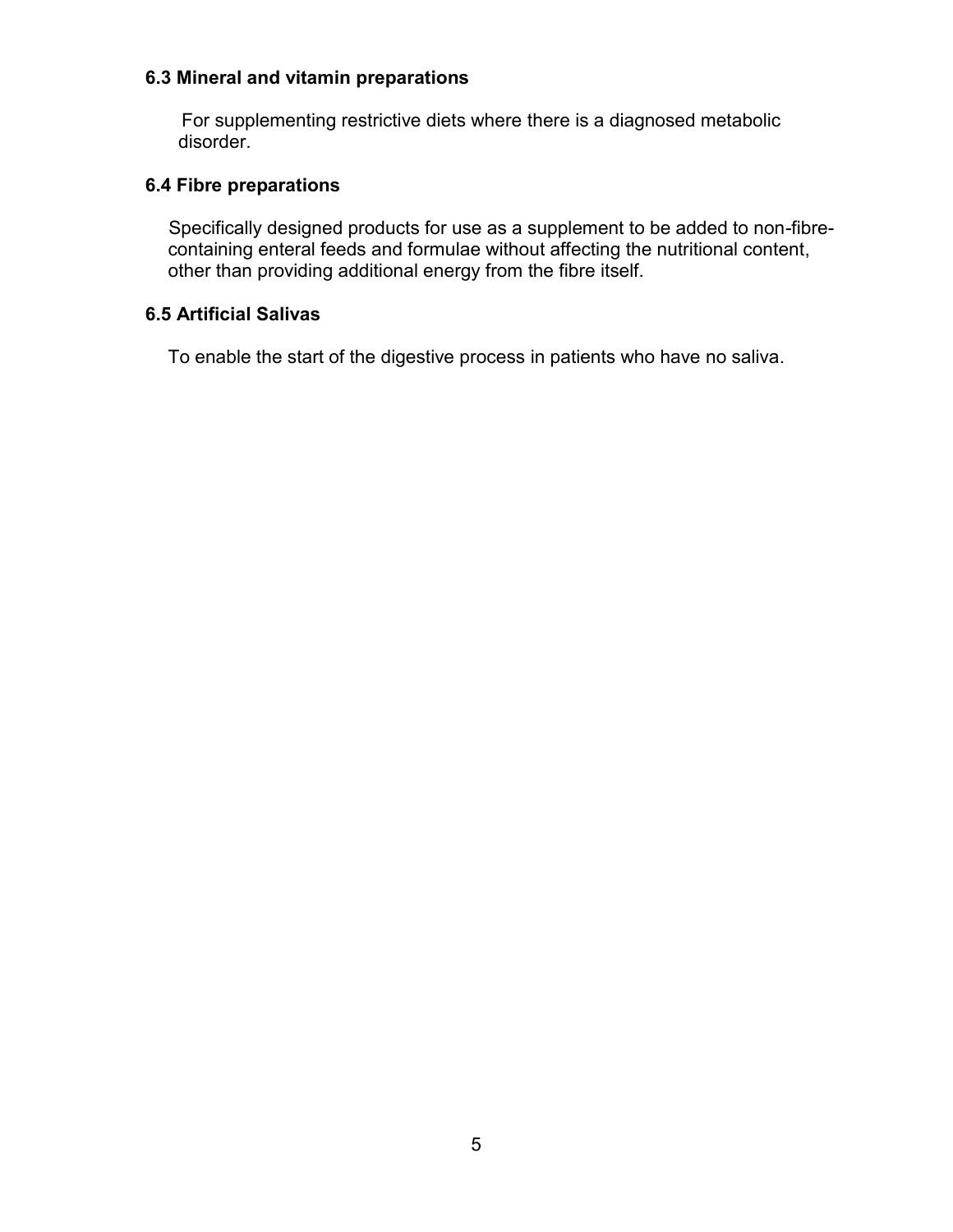### 6.3 Mineral and vitamin preparations

For supplementing restrictive diets where there is a diagnosed metabolic disorder.

### 6.4 Fibre preparations

Specifically designed products for use as a supplement to be added to non-fibre-containing enteral feeds and formulae without affecting the nutritional content, other than providing additional energy from the fibre itself.

### 6.5 Artificial Salivas

To enable the start of the digestive process in patients who have no saliva.